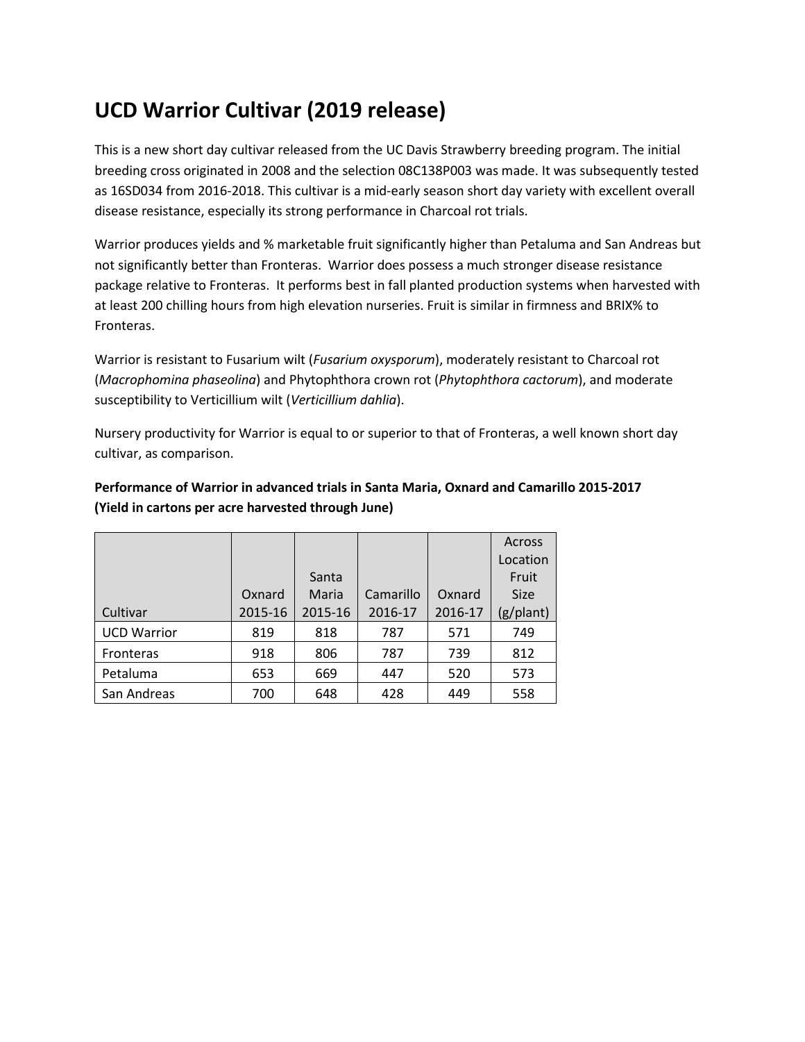# UCD Warrior Cultivar (2019 release)

This is a new short day cultivar released from the UC Davis Strawberry breeding program. The initial breeding cross originated in 2008 and the selection 08C138P003 was made. It was subsequently tested as 16SD034 from 2016-2018. This cultivar is a mid-early season short day variety with excellent overall disease resistance, especially its strong performance in Charcoal rot trials.

Warrior produces yields and % marketable fruit significantly higher than Petaluma and San Andreas but not significantly better than Fronteras. Warrior does possess a much stronger disease resistance package relative to Fronteras. It performs best in fall planted production systems when harvested with at least 200 chilling hours from high elevation nurseries. Fruit is similar in firmness and BRIX% to Fronteras.

Warrior is resistant to Fusarium wilt (*Fusarium oxysporum*), moderately resistant to Charcoal rot (*Macrophomina phaseolina*) and Phytophthora crown rot (*Phytophthora cactorum*), and moderate susceptibility to Verticillium wilt (*Verticillium dahlia*).

Nursery productivity for Warrior is equal to or superior to that of Fronteras, a well known short day cultivar, as comparison.

**Performance of Warrior in advanced trials in Santa Maria, Oxnard and Camarillo 2015-2017 (Yield in cartons per acre harvested through June)**

| Cultivar | Oxnard 2015-16 | Santa Maria 2015-16 | Camarillo 2016-17 | Oxnard 2016-17 | Across Location Fruit Size (g/plant) |
|---|---|---|---|---|---|
| UCD Warrior | 819 | 818 | 787 | 571 | 749 |
| Fronteras | 918 | 806 | 787 | 739 | 812 |
| Petaluma | 653 | 669 | 447 | 520 | 573 |
| San Andreas | 700 | 648 | 428 | 449 | 558 |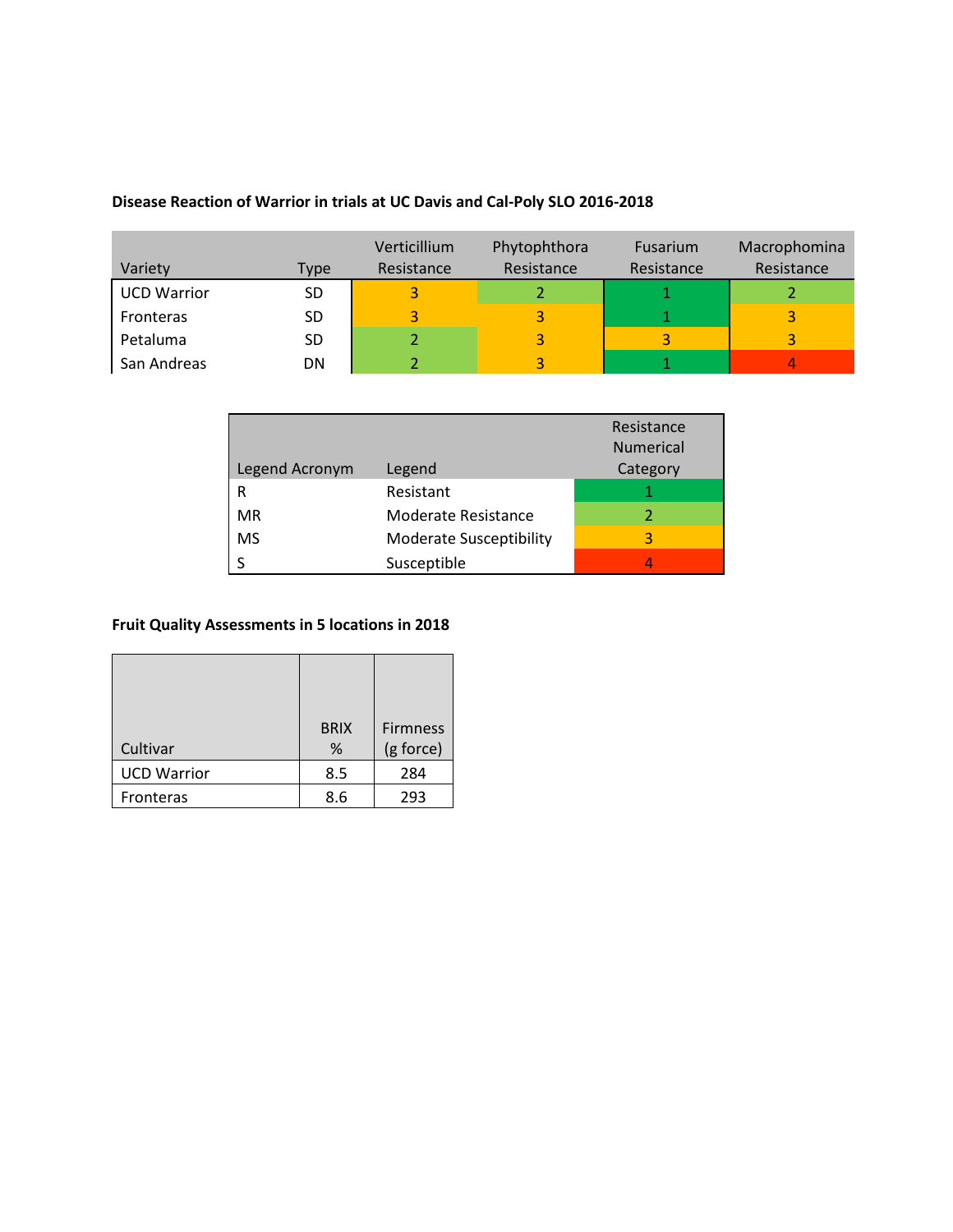**Disease Reaction of Warrior in trials at UC Davis and Cal-Poly SLO 2016-2018**

| Variety | Type | Verticillium Resistance | Phytophthora Resistance | Fusarium Resistance | Macrophomina Resistance |
|---|---|---|---|---|---|
| UCD Warrior | SD | 3 | 2 | 1 | 2 |
| Fronteras | SD | 3 | 3 | 1 | 3 |
| Petaluma | SD | 2 | 3 | 3 | 3 |
| San Andreas | DN | 2 | 3 | 1 | 4 |

| Legend Acronym | Legend | Resistance Numerical Category |
|---|---|---|
| R | Resistant | 1 |
| MR | Moderate Resistance | 2 |
| MS | Moderate Susceptibility | 3 |
| S | Susceptible | 4 |

**Fruit Quality Assessments in 5 locations in 2018**

| Cultivar | BRIX % | Firmness (g force) |
|---|---|---|
| UCD Warrior | 8.5 | 284 |
| Fronteras | 8.6 | 293 |